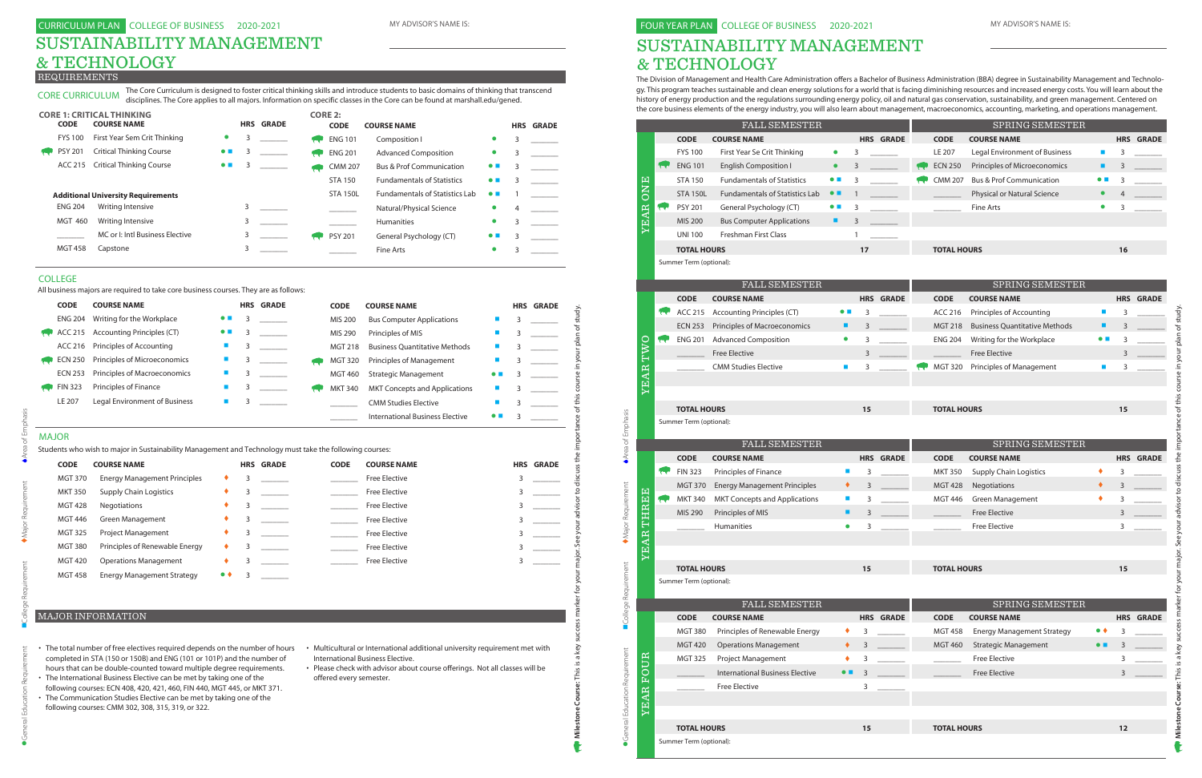# CURRICULUM PLAN | COLLEGE OF BUSINESS | 2020-2021

MY ADVISOR'S NAME IS: ____________________

# SUSTAINABILITY MANAGEMENT & TECHNOLOGY

## REQUIREMENTS

**CORE CURRICULUM** The Core Curriculum is designed to foster critical thinking skills and introduce students to basic domains of thinking that transcend disciplines. The Core applies to all majors. Information on specific classes in the Core can be found at marshall.edu/gened.

### CORE 1: CRITICAL THINKING

| CODE | COURSE NAME | | HRS | GRADE |
|---|---|---|---|---|
| FYS 100 | First Year Sem Crit Thinking | ● | 3 | |
| PSY 201 | Critical Thinking Course | ● ■ | 3 | |
| ACC 215 | Critical Thinking Course | ● ■ | 3 | |

### Additional University Requirements

| CODE | COURSE NAME | HRS | GRADE |
|---|---|---|---|
| ENG 204 | Writing Intensive | 3 | |
| MGT 460 | Writing Intensive | 3 | |
| | MC or I: Intl Business Elective | 3 | |
| MGT 458 | Capstone | 3 | |

### CORE 2:

| CODE | COURSE NAME | | HRS | GRADE |
|---|---|---|---|---|
| ENG 101 | Composition I | ● | 3 | |
| ENG 201 | Advanced Composition | ● | 3 | |
| CMM 207 | Bus & Prof Communication | ● ■ | 3 | |
| STA 150 | Fundamentals of Statistics | ● ■ | 3 | |
| STA 150L | Fundamentals of Statistics Lab | ● ■ | 1 | |
| | Natural/Physical Science | ● | 4 | |
| | Humanities | ● | 3 | |
| PSY 201 | General Psychology (CT) | ● ■ | 3 | |
| | Fine Arts | ● | 3 | |

## COLLEGE

All business majors are required to take core business courses. They are as follows:

| CODE | COURSE NAME | | HRS | GRADE |
|---|---|---|---|---|
| ENG 204 | Writing for the Workplace | ● ■ | 3 | |
| ACC 215 | Accounting Principles (CT) | ● ■ | 3 | |
| ACC 216 | Principles of Accounting | ■ | 3 | |
| ECN 250 | Principles of Microeconomics | ■ | 3 | |
| ECN 253 | Principles of Macroeconomics | ■ | 3 | |
| FIN 323 | Principles of Finance | ■ | 3 | |
| LE 207 | Legal Environment of Business | ■ | 3 | |
| MIS 200 | Bus Computer Applications | ■ | 3 | |
| MIS 290 | Principles of MIS | ■ | 3 | |
| MGT 218 | Business Quantitative Methods | ■ | 3 | |
| MGT 320 | Principles of Management | ■ | 3 | |
| MGT 460 | Strategic Management | ● ■ | 3 | |
| MKT 340 | MKT Concepts and Applications | ■ | 3 | |
| | CMM Studies Elective | ■ | 3 | |
| | International Business Elective | ● ■ | 3 | |

## MAJOR

Students who wish to major in Sustainability Management and Technology must take the following courses:

| CODE | COURSE NAME | | HRS | GRADE |
|---|---|---|---|---|
| MGT 370 | Energy Management Principles | ♦ | 3 | |
| MKT 350 | Supply Chain Logistics | ♦ | 3 | |
| MGT 428 | Negotiations | ♦ | 3 | |
| MGT 446 | Green Management | ♦ | 3 | |
| MGT 325 | Project Management | ♦ | 3 | |
| MGT 380 | Principles of Renewable Energy | ♦ | 3 | |
| MGT 420 | Operations Management | ♦ | 3 | |
| MGT 458 | Energy Management Strategy | ● ♦ | 3 | |
| | Free Elective | | 3 | |
| | Free Elective | | 3 | |
| | Free Elective | | 3 | |
| | Free Elective | | 3 | |
| | Free Elective | | 3 | |
| | Free Elective | | 3 | |
| | Free Elective | | 3 | |

## MAJOR INFORMATION

- The total number of free electives required depends on the number of hours completed in STA (150 or 150B) and ENG (101 or 101P) and the number of hours that can be double-counted toward multiple degree requirements.
- The International Business Elective can be met by taking one of the following courses: ECN 408, 420, 421, 460, FIN 440, MGT 445, or MKT 371.
- The Communication Studies Elective can be met by taking one of the following courses: CMM 302, 308, 315, 319, or 322.
- Multicultural or International additional university requirement met with International Business Elective.
- Please check with advisor about course offerings. Not all classes will be offered every semester.

● General Education Requirement ■ College Requirement ♦ Major Requirement ♦ Area of Emphasis

**Milestone Course:** This is a key success marker for your major. See your advisor to discuss the importance of this course in your plan of study.

# FOUR YEAR PLAN | COLLEGE OF BUSINESS | 2020-2021

MY ADVISOR'S NAME IS: ____________________

# SUSTAINABILITY MANAGEMENT & TECHNOLOGY

The Division of Management and Health Care Administration offers a Bachelor of Business Administration (BBA) degree in Sustainability Management and Technology. This program teaches sustainable and clean energy solutions for a world that is facing diminishing resources and increased energy costs. You will learn about the history of energy production and the regulations surrounding energy policy, oil and natural gas conservation, sustainability, and green management. Centered on the core business elements of the energy industry, you will also learn about management, macroeconomics, accounting, marketing, and operations management.

## YEAR ONE

| FALL SEMESTER | | | | | SPRING SEMESTER | | | | |
|---|---|---|---|---|---|---|---|---|---|
| CODE | COURSE NAME | | HRS | GRADE | CODE | COURSE NAME | | HRS | GRADE |
| FYS 100 | First Year Se Crit Thinking | ● | 3 | | LE 207 | Legal Environment of Business | ■ | 3 | |
| ENG 101 | English Composition I | ● | 3 | | ECN 250 | Principles of Microeconomics | ■ | 3 | |
| STA 150 | Fundamentals of Statistics | ● ■ | 3 | | CMM 207 | Bus & Prof Communication | ● ■ | 3 | |
| STA 150L | Fundamentals of Statistics Lab | ● ■ | 1 | | | Physical or Natural Science | ● | 4 | |
| PSY 201 | General Psychology (CT) | ● ■ | 3 | | | Fine Arts | ● | 3 | |
| MIS 200 | Bus Computer Applications | ■ | 3 | | | | | | |
| UNI 100 | Freshman First Class | | 1 | | | | | | |
| TOTAL HOURS | | | 17 | | TOTAL HOURS | | | 16 | |

Summer Term (optional):

## YEAR TWO

| FALL SEMESTER | | | | | SPRING SEMESTER | | | | |
|---|---|---|---|---|---|---|---|---|---|
| CODE | COURSE NAME | | HRS | GRADE | CODE | COURSE NAME | | HRS | GRADE |
| ACC 215 | Accounting Principles (CT) | ● ■ | 3 | | ACC 216 | Principles of Accounting | ■ | 3 | |
| ECN 253 | Principles of Macroeconomics | ■ | 3 | | MGT 218 | Business Quantitative Methods | ■ | 3 | |
| ENG 201 | Advanced Composition | ● | 3 | | ENG 204 | Writing for the Workplace | ● ■ | 3 | |
| | Free Elective | | 3 | | | Free Elective | | 3 | |
| | CMM Studies Elective | ■ | 3 | | MGT 320 | Principles of Management | ■ | 3 | |
| TOTAL HOURS | | | 15 | | TOTAL HOURS | | | 15 | |

Summer Term (optional):

## YEAR THREE

| FALL SEMESTER | | | | | SPRING SEMESTER | | | | |
|---|---|---|---|---|---|---|---|---|---|
| CODE | COURSE NAME | | HRS | GRADE | CODE | COURSE NAME | | HRS | GRADE |
| FIN 323 | Principles of Finance | ■ | 3 | | MKT 350 | Supply Chain Logistics | ♦ | 3 | |
| MGT 370 | Energy Management Principles | ♦ | 3 | | MGT 428 | Negotiations | ♦ | 3 | |
| MKT 340 | MKT Concepts and Applications | ■ | 3 | | MGT 446 | Green Management | ♦ | 3 | |
| MIS 290 | Principles of MIS | ■ | 3 | | | Free Elective | | 3 | |
| | Humanities | ● | 3 | | | Free Elective | | 3 | |
| TOTAL HOURS | | | 15 | | TOTAL HOURS | | | 15 | |

Summer Term (optional):

## YEAR FOUR

| FALL SEMESTER | | | | | SPRING SEMESTER | | | | |
|---|---|---|---|---|---|---|---|---|---|
| CODE | COURSE NAME | | HRS | GRADE | CODE | COURSE NAME | | HRS | GRADE |
| MGT 380 | Principles of Renewable Energy | ♦ | 3 | | MGT 458 | Energy Management Strategy | ● ♦ | 3 | |
| MGT 420 | Operations Management | ♦ | 3 | | MGT 460 | Strategic Management | ● ■ | 3 | |
| MGT 325 | Project Management | ♦ | 3 | | | Free Elective | | 3 | |
| | International Business Elective | ● ■ | 3 | | | Free Elective | | 3 | |
| | Free Elective | | 3 | | | | | | |
| TOTAL HOURS | | | 15 | | TOTAL HOURS | | | 12 | |

Summer Term (optional):

● General Education Requirement ■ College Requirement ♦ Major Requirement ♦ Area of Emphasis

**Milestone Course:** This is a key success marker for your major. See your advisor to discuss the importance of this course in your plan of study.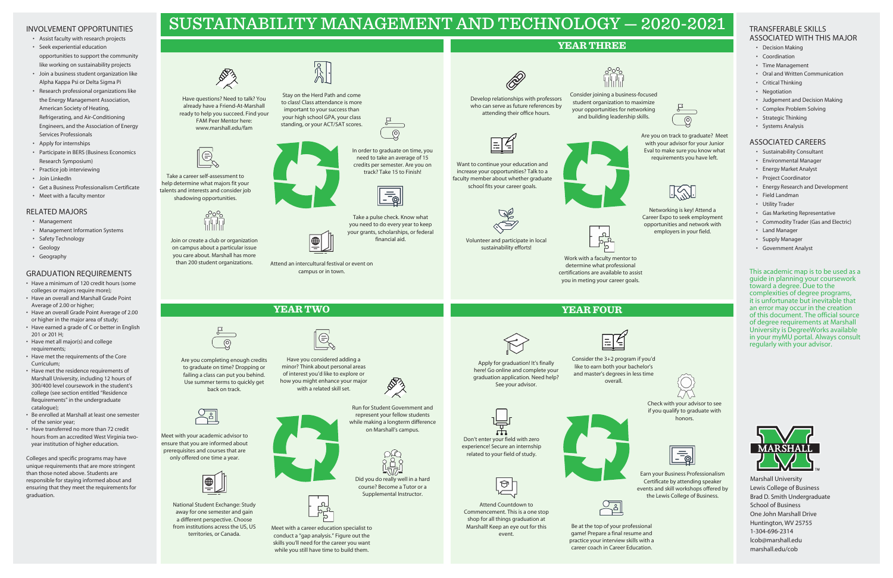## INVOLVEMENT OPPORTUNITIES

- Assist faculty with research projects
- Seek experiential education opportunities to support the community like working on sustainability projects
- Join a business student organization like Alpha Kappa Psi or Delta Sigma Pi
- Research professional organizations like the Energy Management Association, American Society of Heating, Refrigerating, and Air-Conditioning Engineers, and the Association of Energy Services Professionals
- Apply for internships
- Participate in BERS (Business Economics Research Symposium)
- Practice job interviewing
- Join LinkedIn
- Get a Business Professionalism Certificate
- Meet with a faculty mentor

## RELATED MAJORS

- Management
- Management Information Systems
- Safety Technology
- Geology
- Geography

## GRADUATION REQUIREMENTS

- Have a minimum of 120 credit hours (some colleges or majors require more);
- Have an overall and Marshall Grade Point Average of 2.00 or higher;
- Have an overall Grade Point Average of 2.00 or higher in the major area of study;
- Have earned a grade of C or better in English 201 or 201 H;
- Have met all major(s) and college requirements;
- Have met the requirements of the Core Curriculum;
- Have met the residence requirements of Marshall University, including 12 hours of 300/400 level coursework in the student's college (see section entitled "Residence Requirements" in the undergraduate catalogue);
- Be enrolled at Marshall at least one semester of the senior year;
- Have transferred no more than 72 credit hours from an accredited West Virginia two-year institution of higher education.

Colleges and specific programs may have unique requirements that are more stringent than those noted above. Students are responsible for staying informed about and ensuring that they meet the requirements for graduation.

# SUSTAINABILITY MANAGEMENT AND TECHNOLOGY — 2020-2021

## YEAR ONE

Have questions? Need to talk? You already have a Friend-At-Marshall ready to help you succeed. Find your FAM Peer Mentor here: www.marshall.edu/fam

Stay on the Herd Path and come to class! Class attendance is more important to your success than your high school GPA, your class standing, or your ACT/SAT scores.

In order to graduate on time, you need to take an average of 15 credits per semester. Are you on track? Take 15 to Finish!

Take a career self-assessment to help determine what majors fit your talents and interests and consider job shadowing opportunities.

Take a pulse check. Know what you need to do every year to keep your grants, scholarships, or federal financial aid.

Join or create a club or organization on campus about a particular issue you care about. Marshall has more than 200 student organizations.

Attend an intercultural festival or event on campus or in town.

## YEAR TWO

Are you completing enough credits to graduate on time? Dropping or failing a class can put you behind. Use summer terms to quickly get back on track.

Have you considered adding a minor? Think about personal areas of interest you'd like to explore or how you might enhance your major with a related skill set.

Run for Student Government and represent your fellow students while making a longterm difference on Marshall's campus.

Meet with your academic advisor to ensure that you are informed about prerequisites and courses that are only offered one time a year.

Did you do really well in a hard course? Become a Tutor or a Supplemental Instructor.

National Student Exchange: Study away for one semester and gain a different perspective. Choose from institutions across the US, US territories, or Canada.

Meet with a career education specialist to conduct a "gap analysis." Figure out the skills you'll need for the career you want while you still have time to build them.

## YEAR THREE

Develop relationships with professors who can serve as future references by attending their office hours.

Consider joining a business-focused student organization to maximize your opportunities for networking and building leadership skills.

Are you on track to graduate? Meet with your advisor for your Junior Eval to make sure you know what requirements you have left.

Want to continue your education and increase your opportunities? Talk to a faculty member about whether graduate school fits your career goals.

Networking is key! Attend a Career Expo to seek employment opportunities and network with employers in your field.

Volunteer and participate in local sustainability efforts!

Work with a faculty mentor to determine what professional certifications are available to assist you in meting your career goals.

## YEAR FOUR

Apply for graduation! It's finally here! Go online and complete your graduation application. Need help? See your advisor.

Consider the 3+2 program if you'd like to earn both your bachelor's and master's degrees in less time overall.

Check with your advisor to see if you qualify to graduate with honors.

Don't enter your field with zero experience! Secure an internship related to your field of study.

Earn your Business Professionalism Certificate by attending speaker events and skill workshops offered by the Lewis College of Business.

Attend Countdown to Commencement. This is a one stop shop for all things graduation at Marshall! Keep an eye out for this event.

Be at the top of your professional game! Prepare a final resume and practice your interview skills with a career coach in Career Education.

## TRANSFERABLE SKILLS ASSOCIATED WITH THIS MAJOR

- Decision Making
- Coordination
- Time Management
- Oral and Written Communication
- Critical Thinking
- Negotiation
- Judgement and Decision Making
- Complex Problem Solving
- Strategic Thinking
- Systems Analysis

## ASSOCIATED CAREERS

- Sustainability Consultant
- Environmental Manager
- Energy Market Analyst
- Project Coordinator
- Energy Research and Development
- Field Landman
- Utility Trader
- Gas Marketing Representative
- Commodity Trader (Gas and Electric)
- Land Manager
- Supply Manager
- Government Analyst

This academic map is to be used as a guide in planning your coursework toward a degree. Due to the complexities of degree programs, it is unfortunate but inevitable that an error may occur in the creation of this document. The official source of degree requirements at Marshall University is DegreeWorks available in your myMU portal. Always consult regularly with your advisor.

MARSHALL

Marshall University
Lewis College of Business
Brad D. Smith Undergraduate School of Business
One John Marshall Drive
Huntington, WV 25755
1-304-696-2314
lcob@marshall.edu
marshall.edu/cob